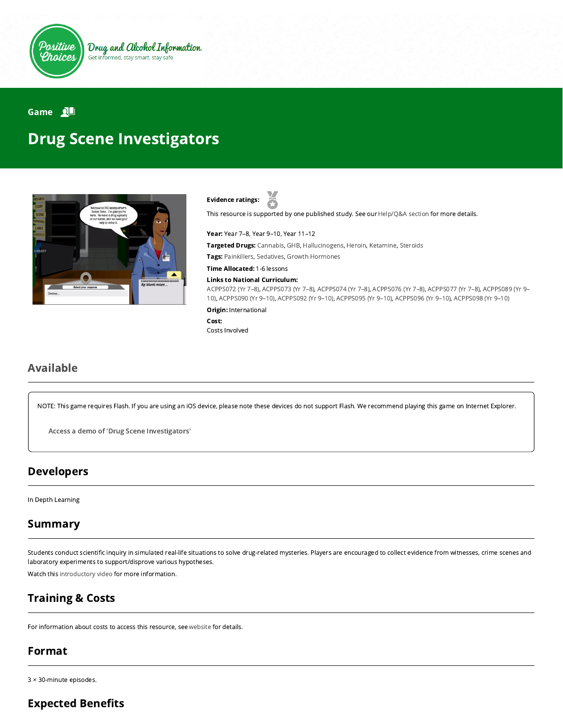Positive Choices

Drug and Alcohol Information

Get informed, stay smart, stay safe

Game

# Drug Scene Investigators

**Evidence ratings:**

This resource is supported by one published study. See our Help/Q&A section for more details.

**Year:** Year 7–8, Year 9–10, Year 11–12

**Targeted Drugs:** Cannabis, GHB, Hallucinogens, Heroin, Ketamine, Steroids

**Tags:** Painkillers, Sedatives, Growth Hormones

**Time Allocated:** 1-6 lessons

**Links to National Curriculum:**
ACPPS072 (Yr 7–8), ACPPS073 (Yr 7–8), ACPPS074 (Yr 7–8), ACPPS076 (Yr 7–8), ACPPS077 (Yr 7–8), ACPPS089 (Yr 9–10), ACPPS090 (Yr 9–10), ACPPS092 (Yr 9–10), ACPPS095 (Yr 9–10), ACPPS096 (Yr 9–10), ACPPS098 (Yr 9–10)

**Origin:** International

**Cost:**
Costs Involved

## Available

NOTE: This game requires Flash. If you are using an iOS device, please note these devices do not support Flash. We recommend playing this game on Internet Explorer.

Access a demo of 'Drug Scene Investigators'

## Developers

In Depth Learning

## Summary

Students conduct scientific inquiry in simulated real-life situations to solve drug-related mysteries. Players are encouraged to collect evidence from witnesses, crime scenes and laboratory experiments to support/disprove various hypotheses.

Watch this introductory video for more information.

## Training & Costs

For information about costs to access this resource, see website for details.

## Format

3 × 30-minute episodes.

## Expected Benefits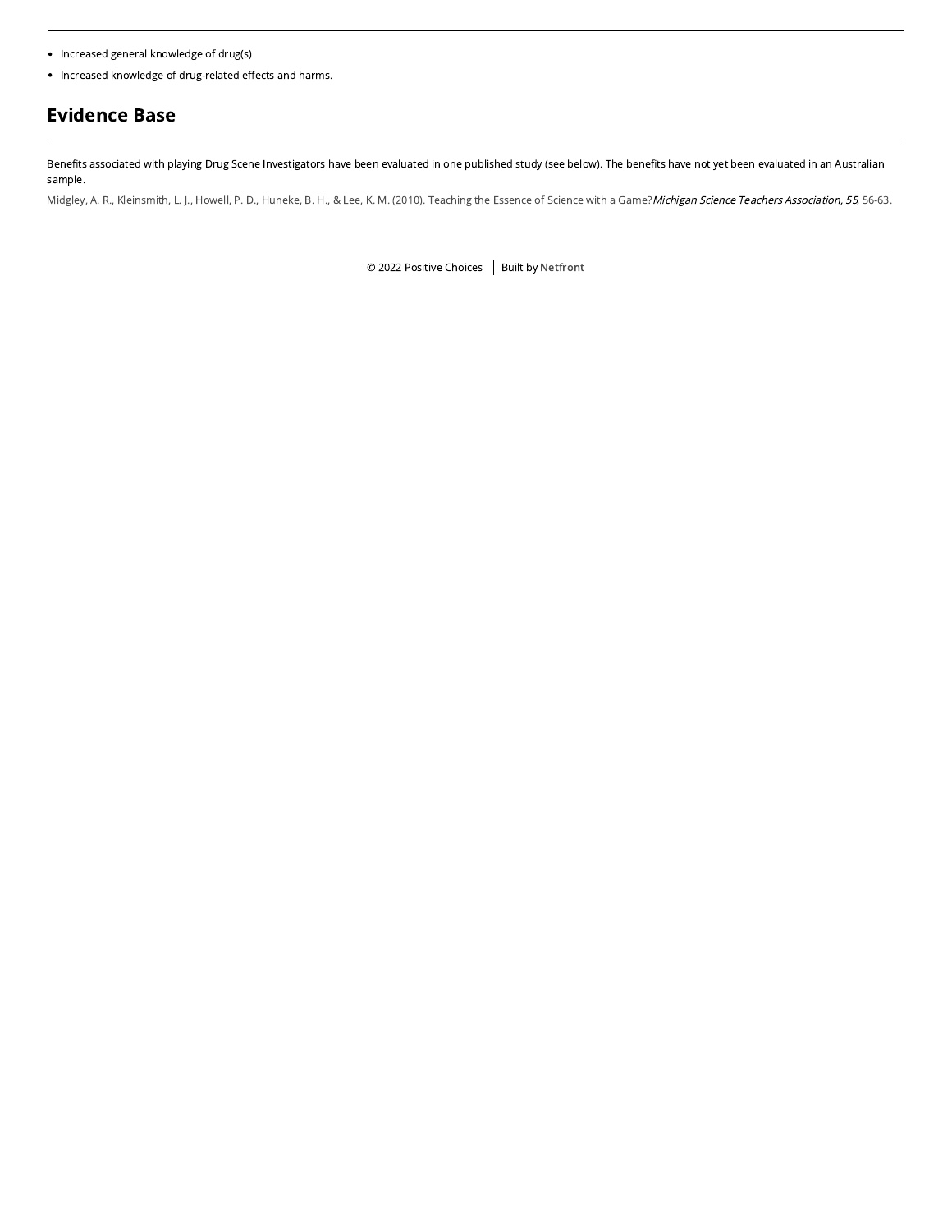- Increased general knowledge of drug(s)
- Increased knowledge of drug-related effects and harms.

## Evidence Base

Benefits associated with playing Drug Scene Investigators have been evaluated in one published study (see below). The benefits have not yet been evaluated in an Australian sample.

Midgley, A. R., Kleinsmith, L. J., Howell, P. D., Huneke, B. H., & Lee, K. M. (2010). Teaching the Essence of Science with a Game?*Michigan Science Teachers Association, 55*, 56-63.

© 2022 Positive Choices | Built by **Netfront**